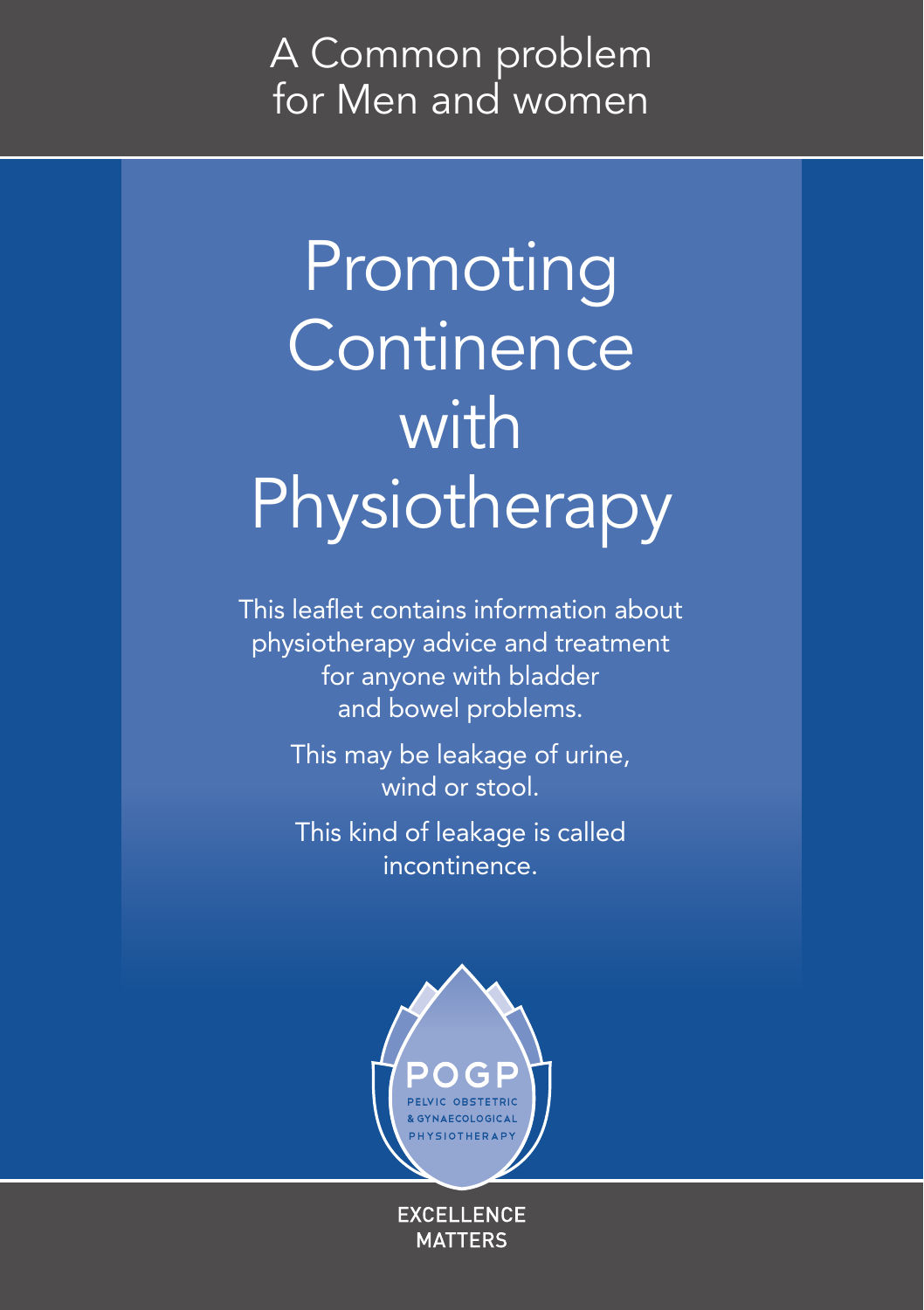A Common problem for Men and women

# Promoting Continence with Physiotherapy

This leaflet contains information about physiotherapy advice and treatment for anyone with bladder and bowel problems.

This may be leakage of urine, wind or stool.

This kind of leakage is called incontinence.

POGP

PELVIC OBSTETRIC & GYNAECOLOGICAL PHYSIOTHERAPY

EXCELLENCE MATTERS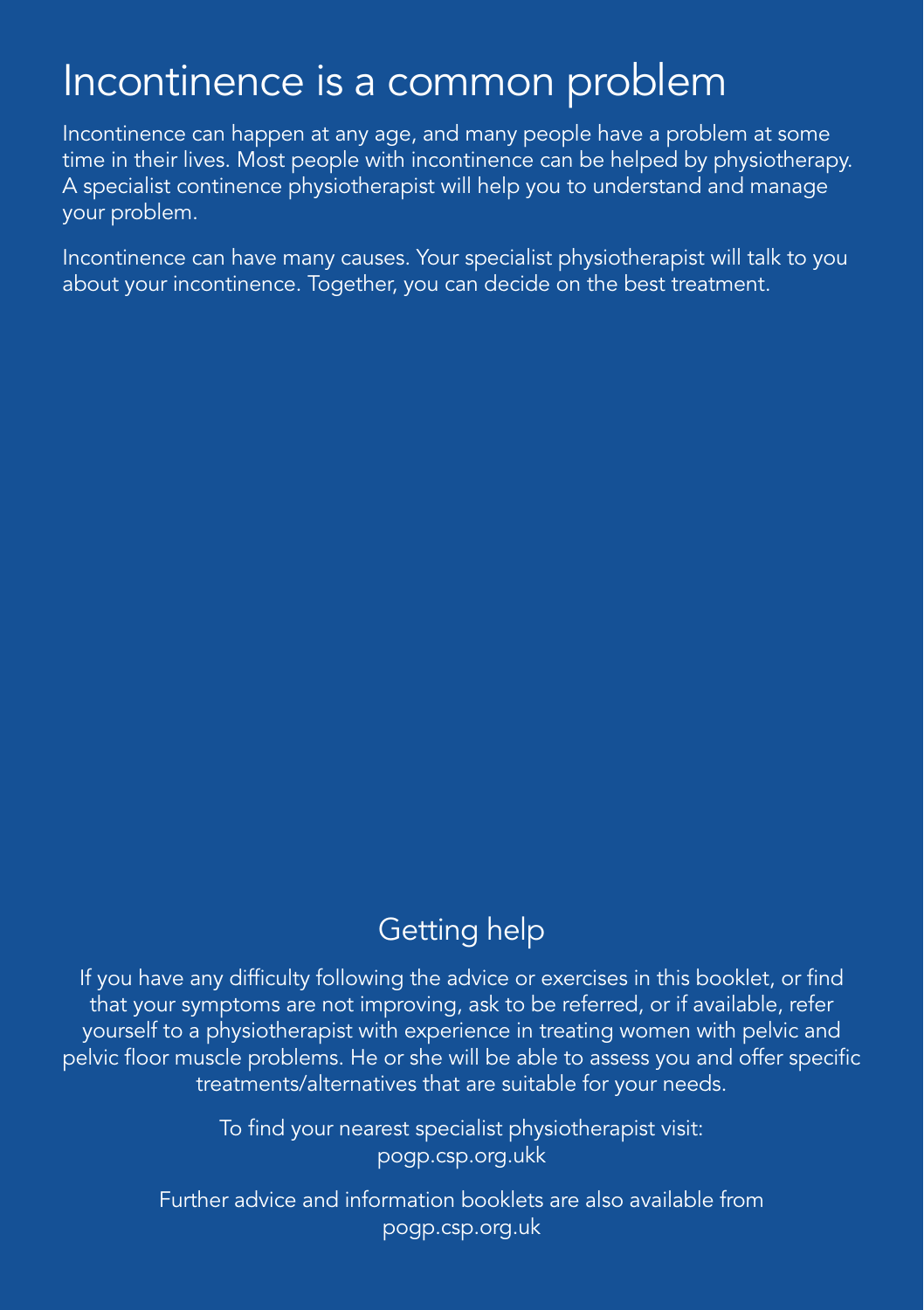# Incontinence is a common problem

Incontinence can happen at any age, and many people have a problem at some time in their lives. Most people with incontinence can be helped by physiotherapy. A specialist continence physiotherapist will help you to understand and manage your problem.

Incontinence can have many causes. Your specialist physiotherapist will talk to you about your incontinence. Together, you can decide on the best treatment.

## Getting help

If you have any difficulty following the advice or exercises in this booklet, or find that your symptoms are not improving, ask to be referred, or if available, refer yourself to a physiotherapist with experience in treating women with pelvic and pelvic floor muscle problems. He or she will be able to assess you and offer specific treatments/alternatives that are suitable for your needs.

To find your nearest specialist physiotherapist visit: pogp.csp.org.ukk

Further advice and information booklets are also available from pogp.csp.org.uk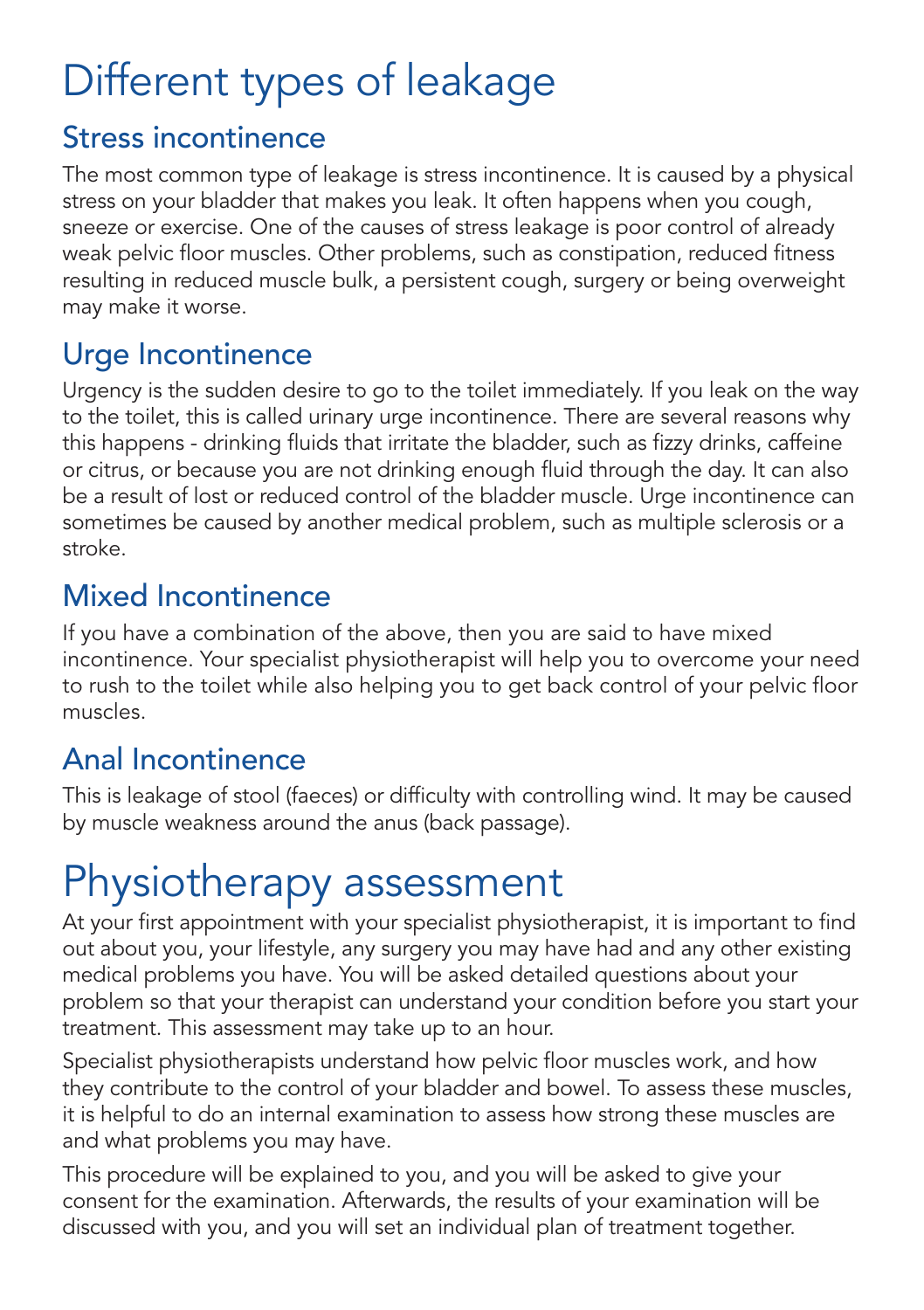# Different types of leakage

## Stress incontinence

The most common type of leakage is stress incontinence. It is caused by a physical stress on your bladder that makes you leak. It often happens when you cough, sneeze or exercise. One of the causes of stress leakage is poor control of already weak pelvic floor muscles. Other problems, such as constipation, reduced fitness resulting in reduced muscle bulk, a persistent cough, surgery or being overweight may make it worse.

## Urge Incontinence

Urgency is the sudden desire to go to the toilet immediately. If you leak on the way to the toilet, this is called urinary urge incontinence. There are several reasons why this happens - drinking fluids that irritate the bladder, such as fizzy drinks, caffeine or citrus, or because you are not drinking enough fluid through the day. It can also be a result of lost or reduced control of the bladder muscle. Urge incontinence can sometimes be caused by another medical problem, such as multiple sclerosis or a stroke.

## Mixed Incontinence

If you have a combination of the above, then you are said to have mixed incontinence. Your specialist physiotherapist will help you to overcome your need to rush to the toilet while also helping you to get back control of your pelvic floor muscles.

## Anal Incontinence

This is leakage of stool (faeces) or difficulty with controlling wind. It may be caused by muscle weakness around the anus (back passage).

# Physiotherapy assessment

At your first appointment with your specialist physiotherapist, it is important to find out about you, your lifestyle, any surgery you may have had and any other existing medical problems you have. You will be asked detailed questions about your problem so that your therapist can understand your condition before you start your treatment. This assessment may take up to an hour.

Specialist physiotherapists understand how pelvic floor muscles work, and how they contribute to the control of your bladder and bowel. To assess these muscles, it is helpful to do an internal examination to assess how strong these muscles are and what problems you may have.

This procedure will be explained to you, and you will be asked to give your consent for the examination. Afterwards, the results of your examination will be discussed with you, and you will set an individual plan of treatment together.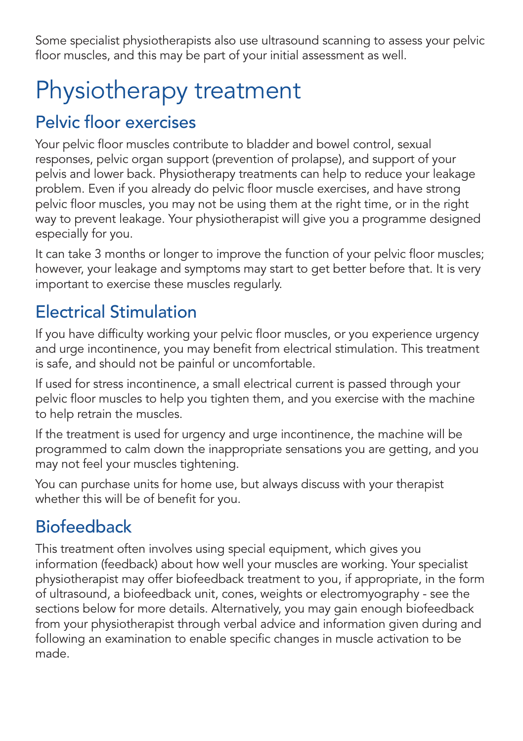Some specialist physiotherapists also use ultrasound scanning to assess your pelvic floor muscles, and this may be part of your initial assessment as well.

# Physiotherapy treatment

## Pelvic floor exercises

Your pelvic floor muscles contribute to bladder and bowel control, sexual responses, pelvic organ support (prevention of prolapse), and support of your pelvis and lower back. Physiotherapy treatments can help to reduce your leakage problem. Even if you already do pelvic floor muscle exercises, and have strong pelvic floor muscles, you may not be using them at the right time, or in the right way to prevent leakage. Your physiotherapist will give you a programme designed especially for you.

It can take 3 months or longer to improve the function of your pelvic floor muscles; however, your leakage and symptoms may start to get better before that. It is very important to exercise these muscles regularly.

## Electrical Stimulation

If you have difficulty working your pelvic floor muscles, or you experience urgency and urge incontinence, you may benefit from electrical stimulation. This treatment is safe, and should not be painful or uncomfortable.

If used for stress incontinence, a small electrical current is passed through your pelvic floor muscles to help you tighten them, and you exercise with the machine to help retrain the muscles.

If the treatment is used for urgency and urge incontinence, the machine will be programmed to calm down the inappropriate sensations you are getting, and you may not feel your muscles tightening.

You can purchase units for home use, but always discuss with your therapist whether this will be of benefit for you.

## Biofeedback

This treatment often involves using special equipment, which gives you information (feedback) about how well your muscles are working. Your specialist physiotherapist may offer biofeedback treatment to you, if appropriate, in the form of ultrasound, a biofeedback unit, cones, weights or electromyography - see the sections below for more details. Alternatively, you may gain enough biofeedback from your physiotherapist through verbal advice and information given during and following an examination to enable specific changes in muscle activation to be made.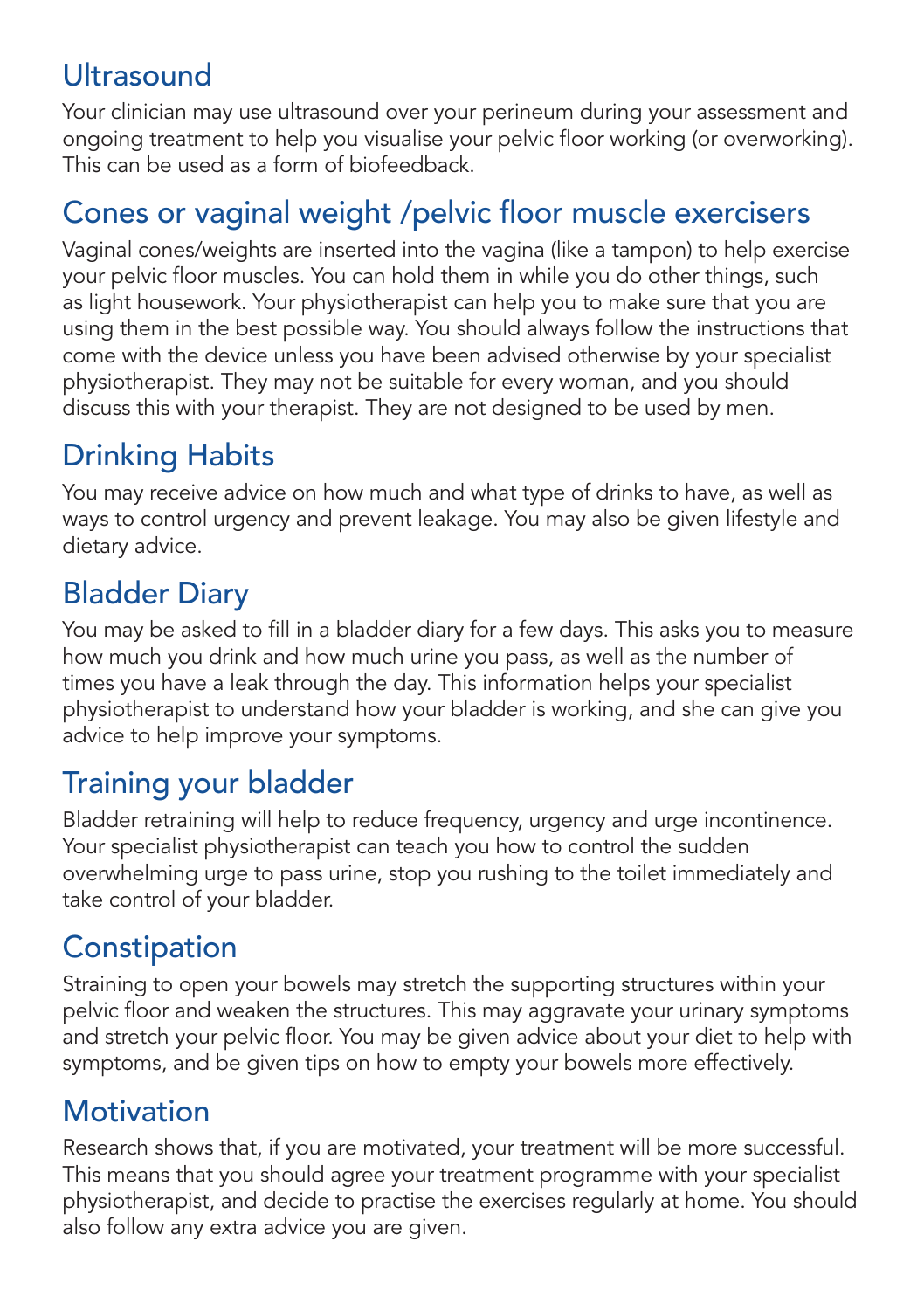## Ultrasound

Your clinician may use ultrasound over your perineum during your assessment and ongoing treatment to help you visualise your pelvic floor working (or overworking). This can be used as a form of biofeedback.

## Cones or vaginal weight /pelvic floor muscle exercisers

Vaginal cones/weights are inserted into the vagina (like a tampon) to help exercise your pelvic floor muscles. You can hold them in while you do other things, such as light housework. Your physiotherapist can help you to make sure that you are using them in the best possible way. You should always follow the instructions that come with the device unless you have been advised otherwise by your specialist physiotherapist. They may not be suitable for every woman, and you should discuss this with your therapist. They are not designed to be used by men.

## Drinking Habits

You may receive advice on how much and what type of drinks to have, as well as ways to control urgency and prevent leakage. You may also be given lifestyle and dietary advice.

## Bladder Diary

You may be asked to fill in a bladder diary for a few days. This asks you to measure how much you drink and how much urine you pass, as well as the number of times you have a leak through the day. This information helps your specialist physiotherapist to understand how your bladder is working, and she can give you advice to help improve your symptoms.

## Training your bladder

Bladder retraining will help to reduce frequency, urgency and urge incontinence. Your specialist physiotherapist can teach you how to control the sudden overwhelming urge to pass urine, stop you rushing to the toilet immediately and take control of your bladder.

## Constipation

Straining to open your bowels may stretch the supporting structures within your pelvic floor and weaken the structures. This may aggravate your urinary symptoms and stretch your pelvic floor. You may be given advice about your diet to help with symptoms, and be given tips on how to empty your bowels more effectively.

## Motivation

Research shows that, if you are motivated, your treatment will be more successful. This means that you should agree your treatment programme with your specialist physiotherapist, and decide to practise the exercises regularly at home. You should also follow any extra advice you are given.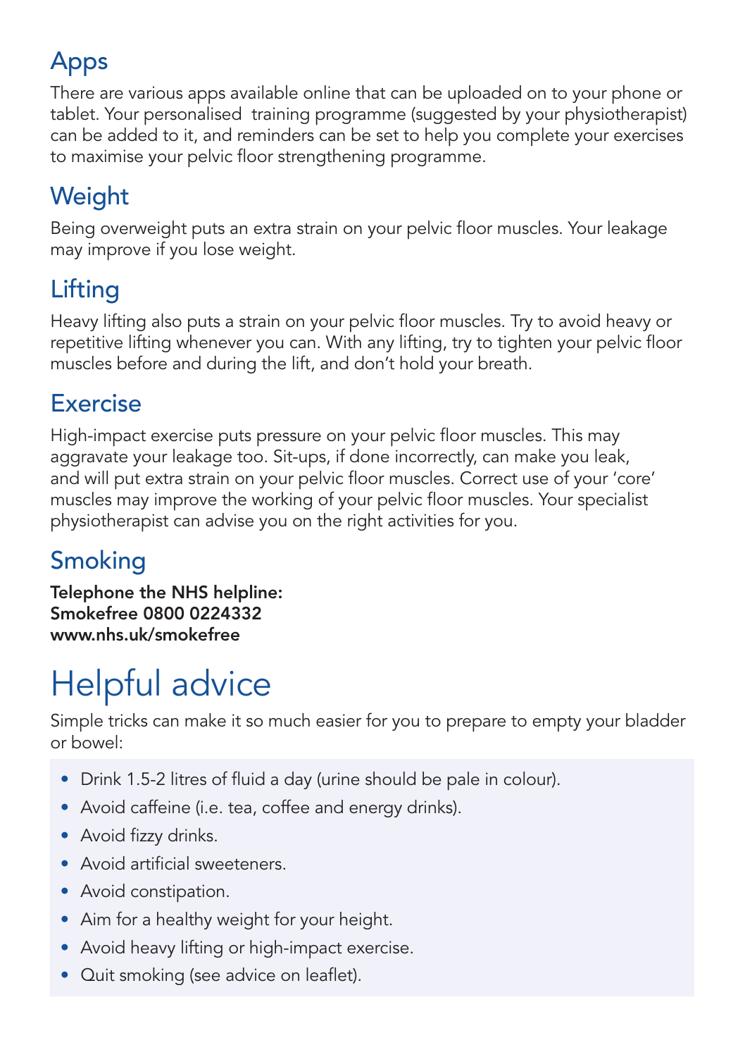## Apps

There are various apps available online that can be uploaded on to your phone or tablet. Your personalised training programme (suggested by your physiotherapist) can be added to it, and reminders can be set to help you complete your exercises to maximise your pelvic floor strengthening programme.

## Weight

Being overweight puts an extra strain on your pelvic floor muscles. Your leakage may improve if you lose weight.

## Lifting

Heavy lifting also puts a strain on your pelvic floor muscles. Try to avoid heavy or repetitive lifting whenever you can. With any lifting, try to tighten your pelvic floor muscles before and during the lift, and don't hold your breath.

## Exercise

High-impact exercise puts pressure on your pelvic floor muscles. This may aggravate your leakage too. Sit-ups, if done incorrectly, can make you leak, and will put extra strain on your pelvic floor muscles. Correct use of your 'core' muscles may improve the working of your pelvic floor muscles. Your specialist physiotherapist can advise you on the right activities for you.

## Smoking

**Telephone the NHS helpline:**
**Smokefree 0800 0224332**
**www.nhs.uk/smokefree**

# Helpful advice

Simple tricks can make it so much easier for you to prepare to empty your bladder or bowel:

- Drink 1.5-2 litres of fluid a day (urine should be pale in colour).
- Avoid caffeine (i.e. tea, coffee and energy drinks).
- Avoid fizzy drinks.
- Avoid artificial sweeteners.
- Avoid constipation.
- Aim for a healthy weight for your height.
- Avoid heavy lifting or high-impact exercise.
- Quit smoking (see advice on leaflet).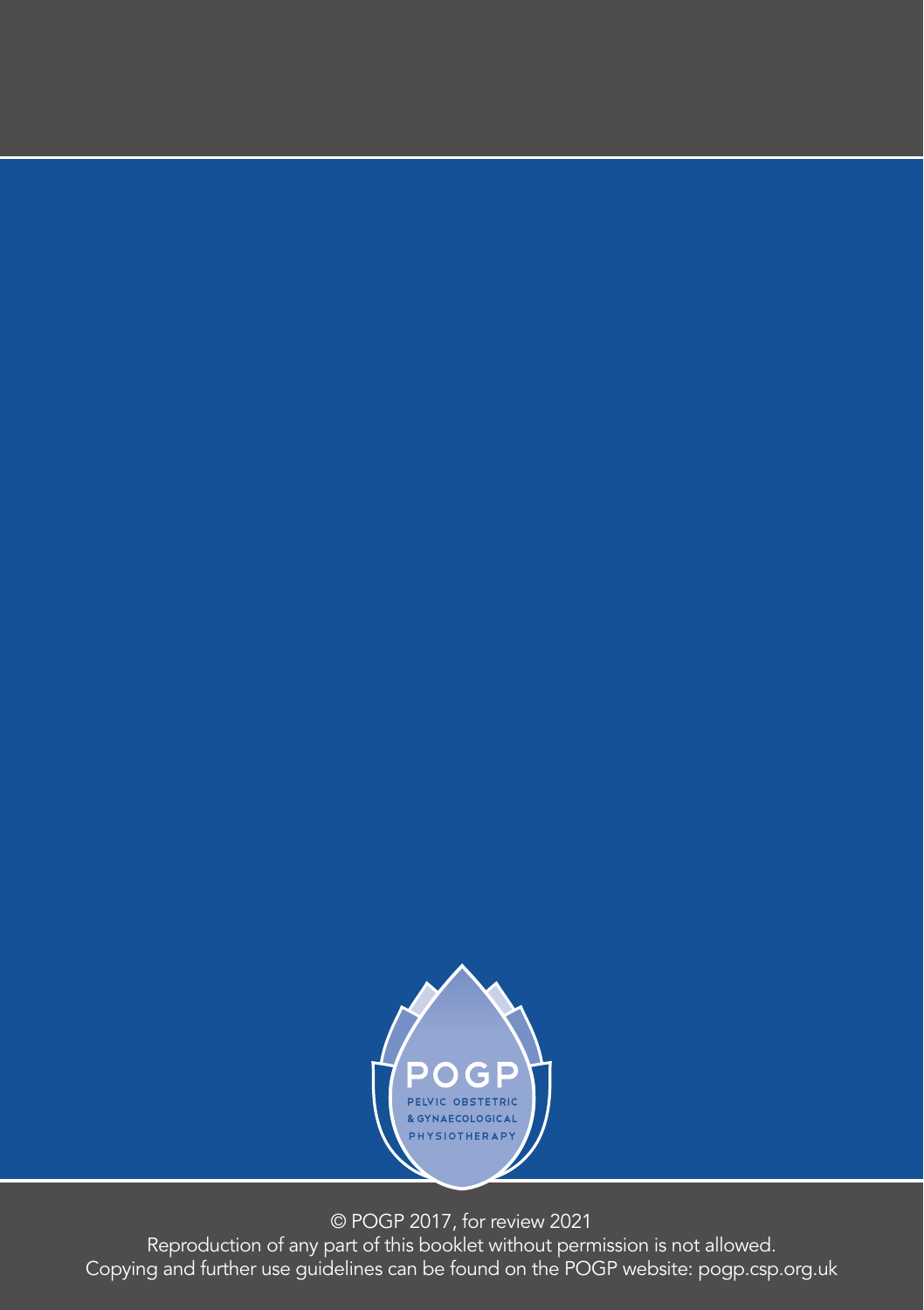POGP

PELVIC OBSTETRIC & GYNAECOLOGICAL PHYSIOTHERAPY

© POGP 2017, for review 2021

Reproduction of any part of this booklet without permission is not allowed.

Copying and further use guidelines can be found on the POGP website: pogp.csp.org.uk